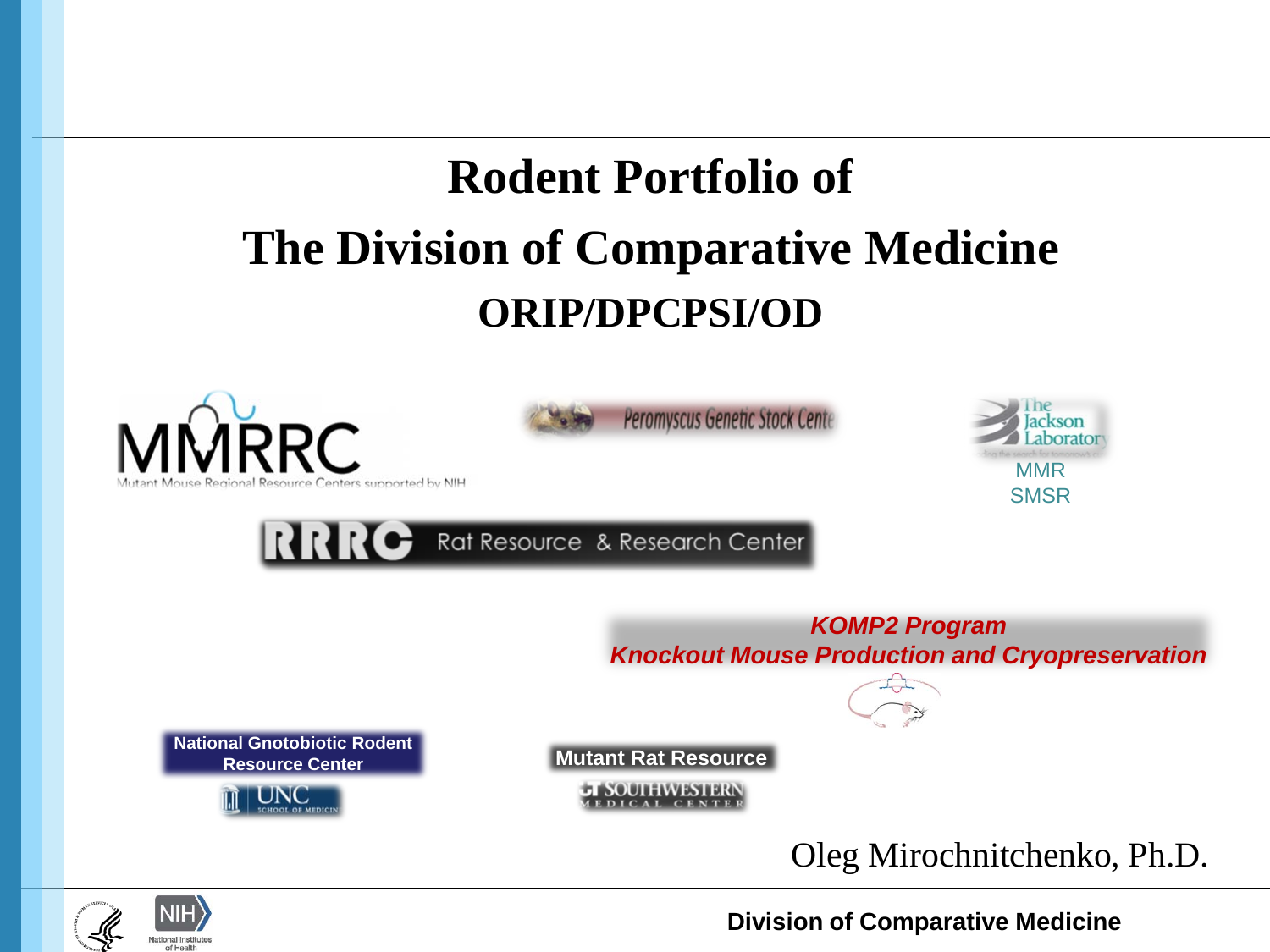# Rodent Portfolio of
# The Division of Comparative Medicine
## ORIP/DPCPSI/OD

MMRRC
Mutant Mouse Regional Resource Centers supported by NIH

Peromyscus Genetic Stock Center

The Jackson Laboratory
MMR
SMSR

RRRC Rat Resource & Research Center

*KOMP2 Program*
*Knockout Mouse Production and Cryopreservation*

National Gnotobiotic Rodent Resource Center
UNC School of Medicine

Mutant Rat Resource
UT Southwestern Medical Center

Oleg Mirochnitchenko, Ph.D.

**Division of Comparative Medicine**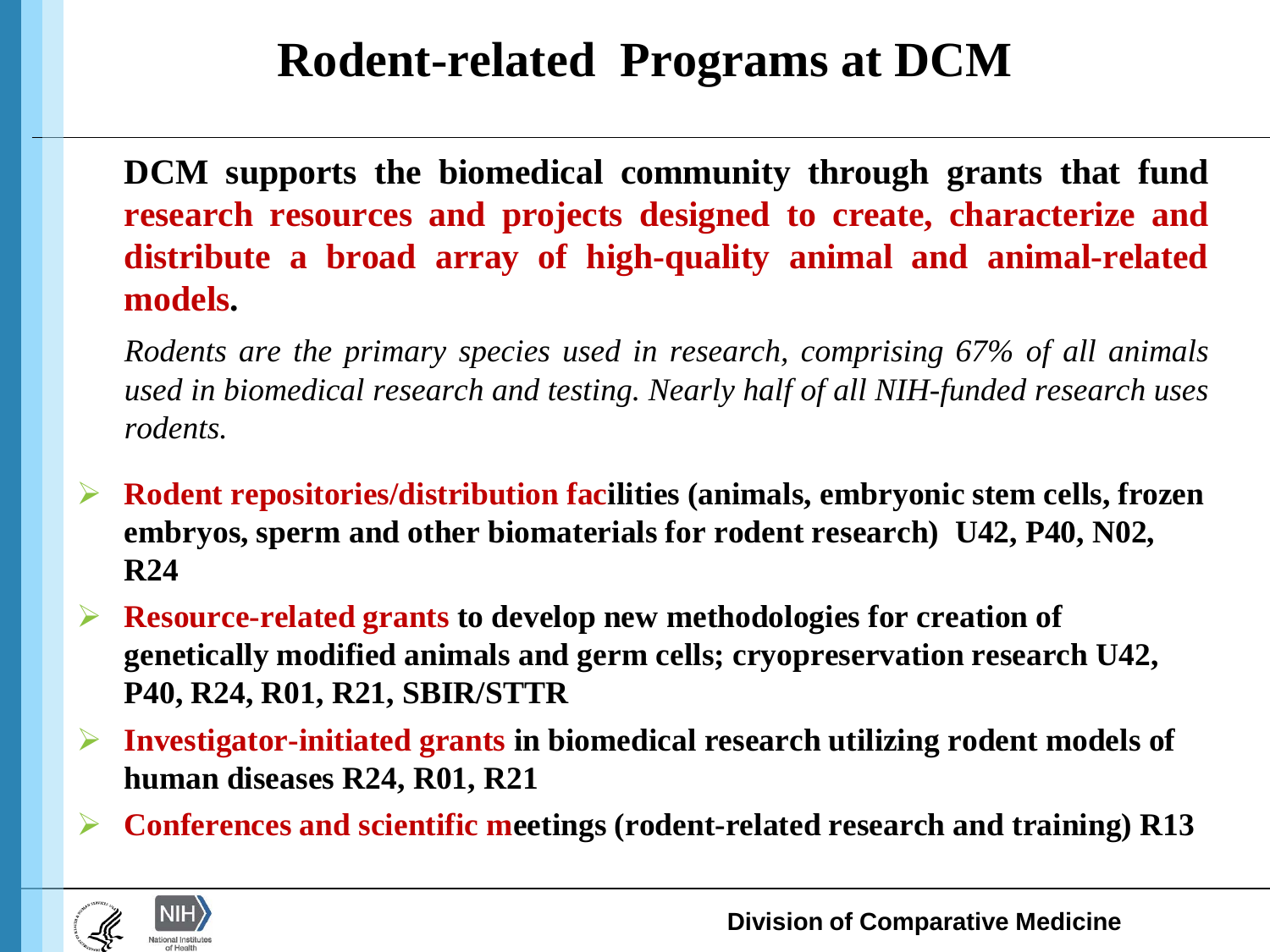# Rodent-related Programs at DCM

**DCM supports the biomedical community through grants that fund research resources and projects designed to create, characterize and distribute a broad array of high-quality animal and animal-related models.**

*Rodents are the primary species used in research, comprising 67% of all animals used in biomedical research and testing. Nearly half of all NIH-funded research uses rodents.*

- **Rodent repositories/distribution facilities (animals, embryonic stem cells, frozen embryos, sperm and other biomaterials for rodent research) U42, P40, N02, R24**
- **Resource-related grants to develop new methodologies for creation of genetically modified animals and germ cells; cryopreservation research U42, P40, R24, R01, R21, SBIR/STTR**
- **Investigator-initiated grants in biomedical research utilizing rodent models of human diseases R24, R01, R21**
- **Conferences and scientific meetings (rodent-related research and training) R13**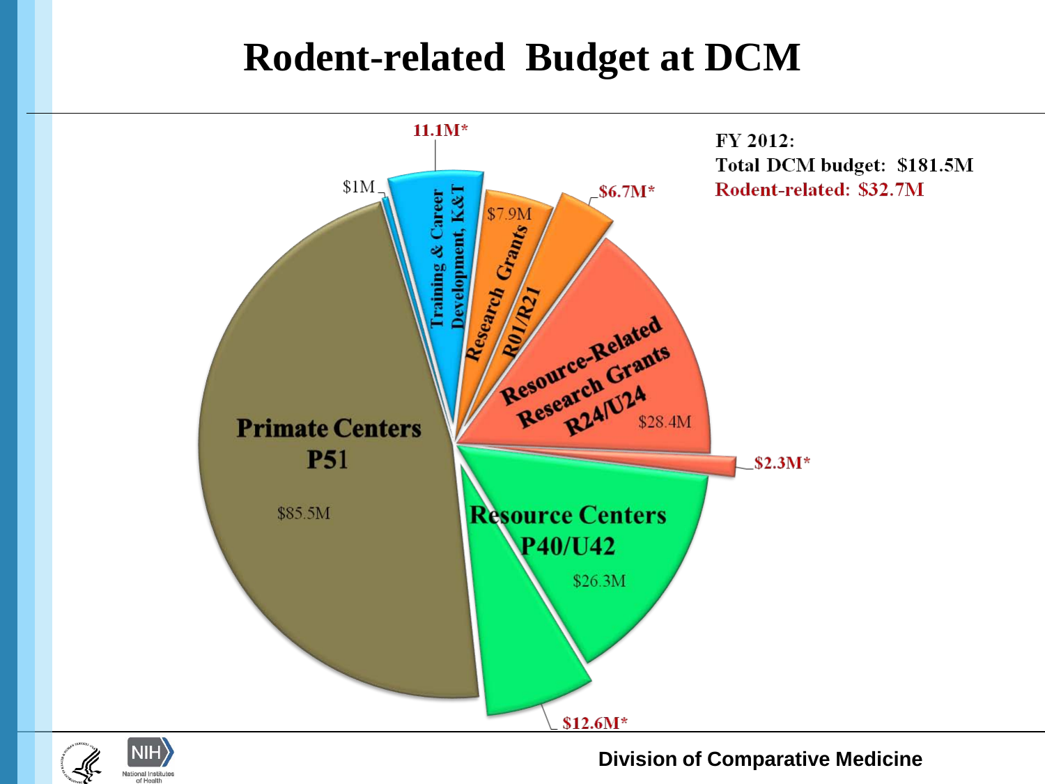# Rodent-related Budget at DCM

FY 2012:
Total DCM budget: $181.5M
Rodent-related: $32.7M

| Category | Amount | Rodent-related portion |
|---|---|---|
| Primate Centers P51 | $85.5M | |
| $1M | $1M | |
| Training & Career Development, K&T | | 11.1M* |
| Research Grants R01/R21 | $7.9M | $6.7M* |
| Resource-Related Research Grants R24/U24 | $28.4M | $2.3M* |
| Resource Centers P40/U42 | $26.3M | $12.6M* |

Division of Comparative Medicine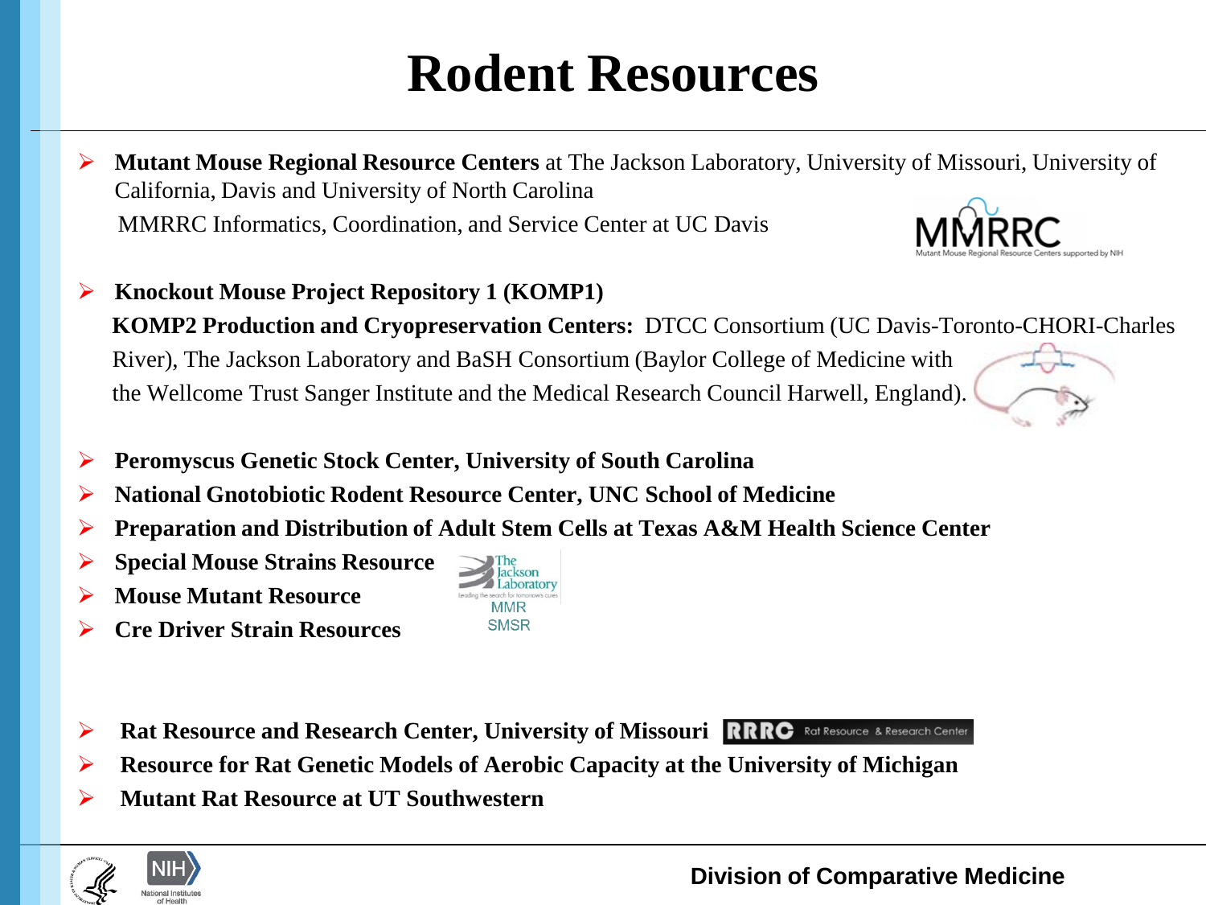# Rodent Resources

- **Mutant Mouse Regional Resource Centers** at The Jackson Laboratory, University of Missouri, University of California, Davis and University of North Carolina
  MMRRC Informatics, Coordination, and Service Center at UC Davis

- **Knockout Mouse Project Repository 1 (KOMP1)**
  **KOMP2 Production and Cryopreservation Centers:** DTCC Consortium (UC Davis-Toronto-CHORI-Charles River), The Jackson Laboratory and BaSH Consortium (Baylor College of Medicine with the Wellcome Trust Sanger Institute and the Medical Research Council Harwell, England).

- **Peromyscus Genetic Stock Center, University of South Carolina**
- **National Gnotobiotic Rodent Resource Center, UNC School of Medicine**
- **Preparation and Distribution of Adult Stem Cells at Texas A&M Health Science Center**
- **Special Mouse Strains Resource**
- **Mouse Mutant Resource**
- **Cre Driver Strain Resources**

- **Rat Resource and Research Center, University of Missouri**
- **Resource for Rat Genetic Models of Aerobic Capacity at the University of Michigan**
- **Mutant Rat Resource at UT Southwestern**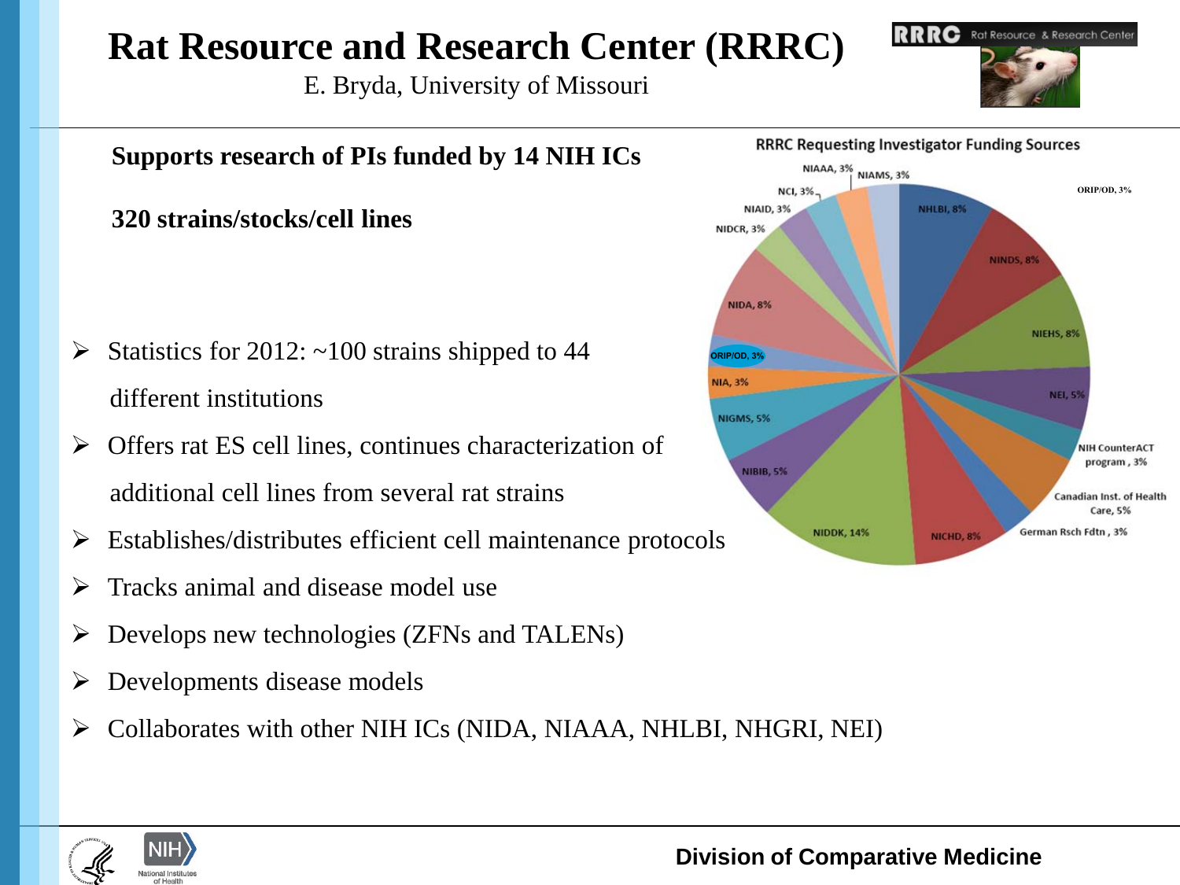# Rat Resource and Research Center (RRRC)

E. Bryda, University of Missouri

**Supports research of PIs funded by 14 NIH ICs**

**320 strains/stocks/cell lines**

**RRRC Requesting Investigator Funding Sources**

| Funding Source | Share |
| --- | --- |
| NHLBI | 8% |
| NINDS | 8% |
| NIEHS | 8% |
| NEI | 5% |
| NIH CounterACT program | 3% |
| Canadian Inst. of Health Care | 5% |
| German Rsch Fdtn | 3% |
| NICHD | 8% |
| NIDDK | 14% |
| NIBIB | 5% |
| NIGMS | 5% |
| NIA | 3% |
| ORIP/OD | 3% |
| NIDA | 8% |
| NIDCR | 3% |
| NIAID | 3% |
| NCI | 3% |
| NIAAA | 3% |
| NIAMS | 3% |

- Statistics for 2012: ~100 strains shipped to 44 different institutions
- Offers rat ES cell lines, continues characterization of additional cell lines from several rat strains
- Establishes/distributes efficient cell maintenance protocols
- Tracks animal and disease model use
- Develops new technologies (ZFNs and TALENs)
- Developments disease models
- Collaborates with other NIH ICs (NIDA, NIAAA, NHLBI, NHGRI, NEI)

Division of Comparative Medicine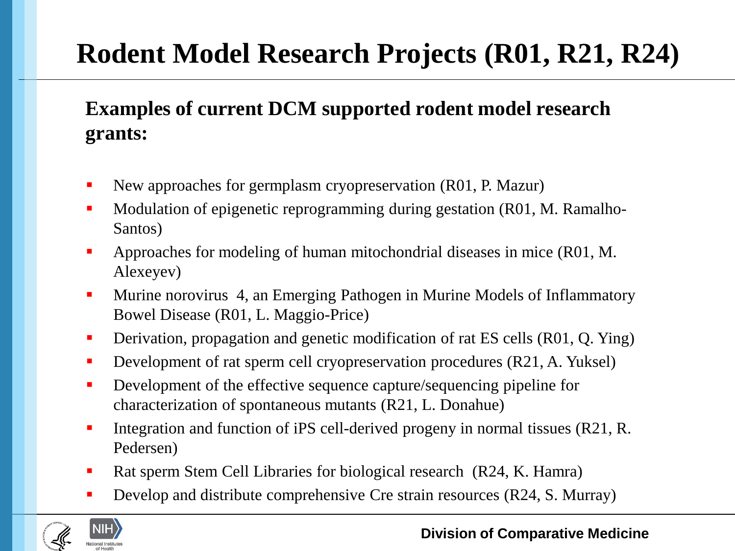# Rodent Model Research Projects (R01, R21, R24)

**Examples of current DCM supported rodent model research grants:**

- New approaches for germplasm cryopreservation (R01, P. Mazur)
- Modulation of epigenetic reprogramming during gestation (R01, M. Ramalho-Santos)
- Approaches for modeling of human mitochondrial diseases in mice (R01, M. Alexeyev)
- Murine norovirus 4, an Emerging Pathogen in Murine Models of Inflammatory Bowel Disease (R01, L. Maggio-Price)
- Derivation, propagation and genetic modification of rat ES cells (R01, Q. Ying)
- Development of rat sperm cell cryopreservation procedures (R21, A. Yuksel)
- Development of the effective sequence capture/sequencing pipeline for characterization of spontaneous mutants (R21, L. Donahue)
- Integration and function of iPS cell-derived progeny in normal tissues (R21, R. Pedersen)
- Rat sperm Stem Cell Libraries for biological research (R24, K. Hamra)
- Develop and distribute comprehensive Cre strain resources (R24, S. Murray)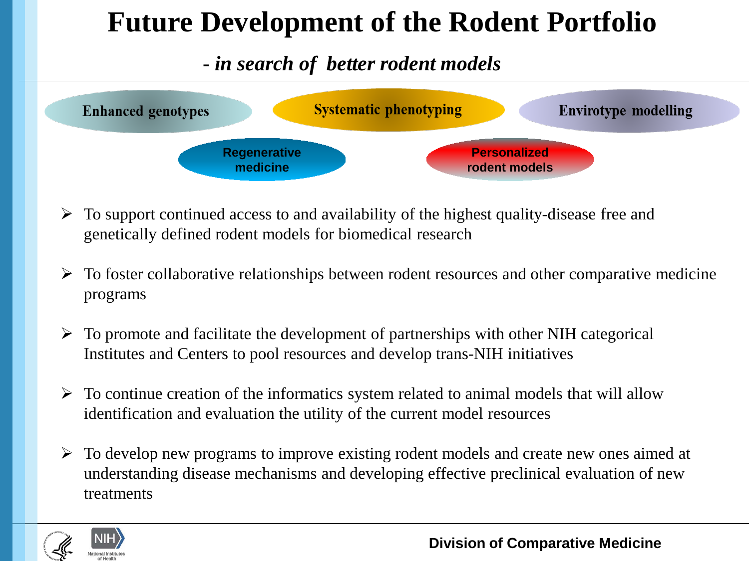# Future Development of the Rodent Portfolio

*- in search of better rodent models*

**Enhanced genotypes**

**Systematic phenotyping**

**Envirotype modelling**

**Regenerative medicine**

**Personalized rodent models**

- To support continued access to and availability of the highest quality-disease free and genetically defined rodent models for biomedical research
- To foster collaborative relationships between rodent resources and other comparative medicine programs
- To promote and facilitate the development of partnerships with other NIH categorical Institutes and Centers to pool resources and develop trans-NIH initiatives
- To continue creation of the informatics system related to animal models that will allow identification and evaluation the utility of the current model resources
- To develop new programs to improve existing rodent models and create new ones aimed at understanding disease mechanisms and developing effective preclinical evaluation of new treatments

**Division of Comparative Medicine**